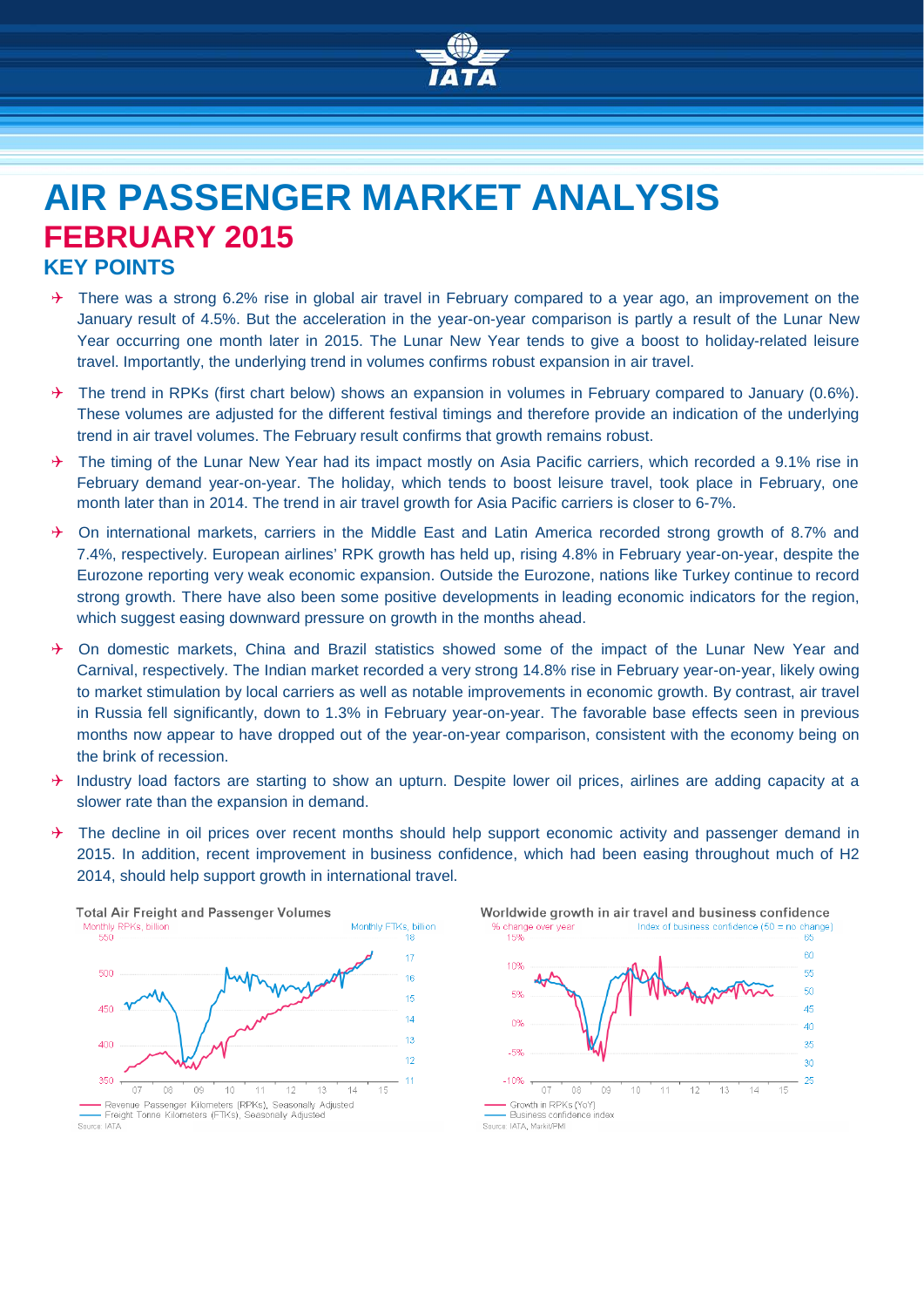# AIR PASSENGER MARKET ANALYSIS

## FEBRUARY 2015

### KEY POINTS

- There was a strong 6.2% rise in global air travel in February compared to a year ago, an improvement on the January result of 4.5%. But the acceleration in the year-on-year comparison is partly a result of the Lunar New Year occurring one month later in 2015. The Lunar New Year tends to give a boost to holiday-related leisure travel. Importantly, the underlying trend in volumes confirms robust expansion in air travel.
- The trend in RPKs (first chart below) shows an expansion in volumes in February compared to January (0.6%). These volumes are adjusted for the different festival timings and therefore provide an indication of the underlying trend in air travel volumes. The February result confirms that growth remains robust.
- The timing of the Lunar New Year had its impact mostly on Asia Pacific carriers, which recorded a 9.1% rise in February demand year-on-year. The holiday, which tends to boost leisure travel, took place in February, one month later than in 2014. The trend in air travel growth for Asia Pacific carriers is closer to 6-7%.
- On international markets, carriers in the Middle East and Latin America recorded strong growth of 8.7% and 7.4%, respectively. European airlines' RPK growth has held up, rising 4.8% in February year-on-year, despite the Eurozone reporting very weak economic expansion. Outside the Eurozone, nations like Turkey continue to record strong growth. There have also been some positive developments in leading economic indicators for the region, which suggest easing downward pressure on growth in the months ahead.
- On domestic markets, China and Brazil statistics showed some of the impact of the Lunar New Year and Carnival, respectively. The Indian market recorded a very strong 14.8% rise in February year-on-year, likely owing to market stimulation by local carriers as well as notable improvements in economic growth. By contrast, air travel in Russia fell significantly, down to 1.3% in February year-on-year. The favorable base effects seen in previous months now appear to have dropped out of the year-on-year comparison, consistent with the economy being on the brink of recession.
- Industry load factors are starting to show an upturn. Despite lower oil prices, airlines are adding capacity at a slower rate than the expansion in demand.
- The decline in oil prices over recent months should help support economic activity and passenger demand in 2015. In addition, recent improvement in business confidence, which had been easing throughout much of H2 2014, should help support growth in international travel.

**Total Air Freight and Passenger Volumes**

Monthly RPKs, billion; Monthly FTKs, billion

— Revenue Passenger Kilometers (RPKs), Seasonally Adjusted
— Freight Tonne Kilometers (FTKs), Seasonally Adjusted

Source: IATA

**Worldwide growth in air travel and business confidence**

% change over year; Index of business confidence (50 = no change)

— Growth in RPKs (YoY)
— Business confidence index

Source: IATA, Markit/PMI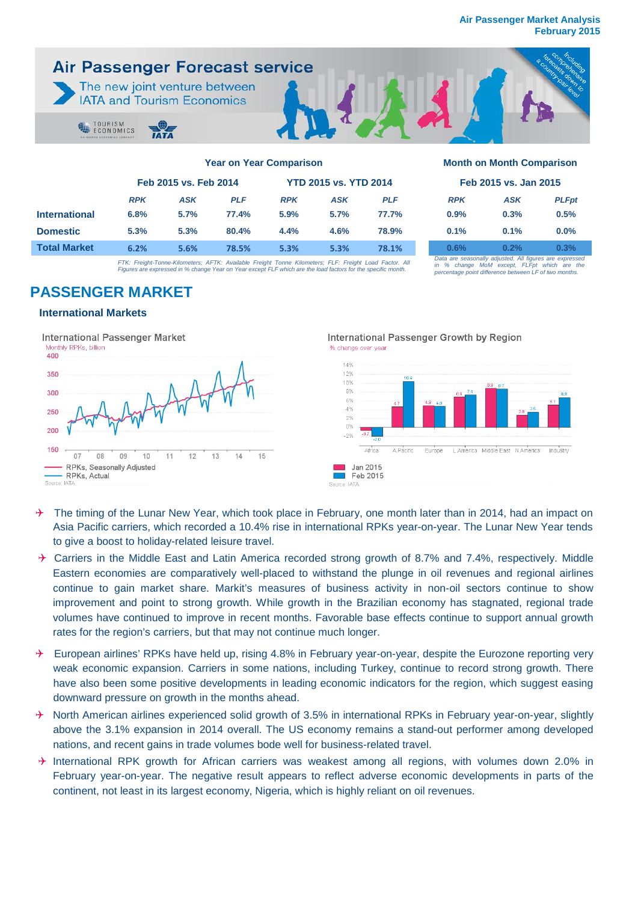Air Passenger Forecast service

The new joint venture between IATA and Tourism Economics

| | Year on Year Comparison | | | | | | Month on Month Comparison | | |
|---|---|---|---|---|---|---|---|---|---|
| | Feb 2015 vs. Feb 2014 | | | YTD 2015 vs. YTD 2014 | | | Feb 2015 vs. Jan 2015 | | |
| | *RPK* | *ASK* | *PLF* | *RPK* | *ASK* | *PLF* | *RPK* | *ASK* | *PLFpt* |
| **International** | 6.8% | 5.7% | 77.4% | 5.9% | 5.7% | 77.7% | 0.9% | 0.3% | 0.5% |
| **Domestic** | 5.3% | 5.3% | 80.4% | 4.4% | 4.6% | 78.9% | 0.1% | 0.1% | 0.0% |
| **Total Market** | 6.2% | 5.6% | 78.5% | 5.3% | 5.3% | 78.1% | 0.6% | 0.2% | 0.3% |

*FTK: Freight-Tonne-Kilometers; AFTK: Available Freight Tonne Kilometers; FLF: Freight Load Factor. All Figures are expressed in % change Year on Year except FLF which are the load factors for the specific month.*

*Data are seasonally adjusted. All figures are expressed in % change MoM except, FLFpt which are the percentage point difference between LF of two months.*

# PASSENGER MARKET

## International Markets

International Passenger Market — Monthly RPKs, billion (RPKs, Seasonally Adjusted; RPKs, Actual). Source: IATA

International Passenger Growth by Region — % change over year. Source: IATA

| | Africa | A Pacific | Europe | L America | Middle East | N America | Industry |
|---|---|---|---|---|---|---|---|
| Jan 2015 | -0.7 | 4.7 | 4.9 | 6.9 | 8.9 | 2.8 | 5.1 |
| Feb 2015 | -2.0 | 10.4 | 4.8 | 7.4 | 8.7 | 3.5 | 6.8 |

- The timing of the Lunar New Year, which took place in February, one month later than in 2014, had an impact on Asia Pacific carriers, which recorded a 10.4% rise in international RPKs year-on-year. The Lunar New Year tends to give a boost to holiday-related leisure travel.
- Carriers in the Middle East and Latin America recorded strong growth of 8.7% and 7.4%, respectively. Middle Eastern economies are comparatively well-placed to withstand the plunge in oil revenues and regional airlines continue to gain market share. Markit's measures of business activity in non-oil sectors continue to show improvement and point to strong growth. While growth in the Brazilian economy has stagnated, regional trade volumes have continued to improve in recent months. Favorable base effects continue to support annual growth rates for the region's carriers, but that may not continue much longer.
- European airlines' RPKs have held up, rising 4.8% in February year-on-year, despite the Eurozone reporting very weak economic expansion. Carriers in some nations, including Turkey, continue to record strong growth. There have also been some positive developments in leading economic indicators for the region, which suggest easing downward pressure on growth in the months ahead.
- North American airlines experienced solid growth of 3.5% in international RPKs in February year-on-year, slightly above the 3.1% expansion in 2014 overall. The US economy remains a stand-out performer among developed nations, and recent gains in trade volumes bode well for business-related travel.
- International RPK growth for African carriers was weakest among all regions, with volumes down 2.0% in February year-on-year. The negative result appears to reflect adverse economic developments in parts of the continent, not least in its largest economy, Nigeria, which is highly reliant on oil revenues.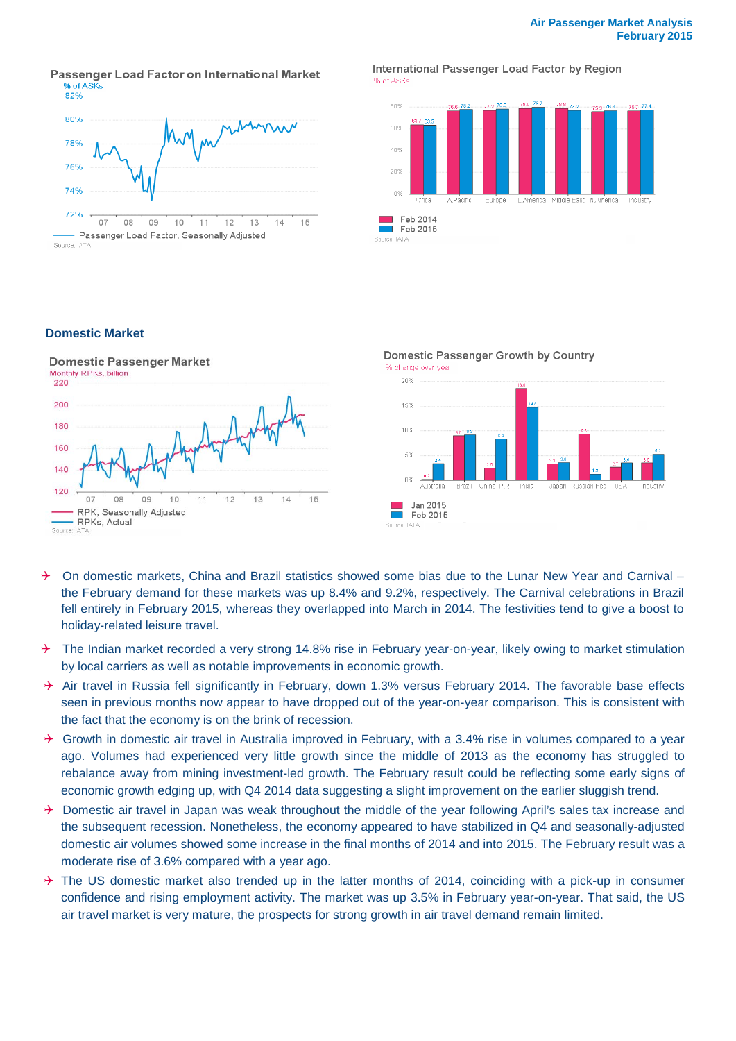Passenger Load Factor on International Market

% of ASKs

Passenger Load Factor, Seasonally Adjusted

Source: IATA

International Passenger Load Factor by Region

% of ASKs

| | Africa | A.Pacific | Europe | L.America | Middle East | N.America | Industry |
|---|---|---|---|---|---|---|---|
| Feb 2014 | 63.7 | 76.6 | 77.2 | 79.0 | 78.8 | 75.9 | 75.7 |
| Feb 2015 | 63.5 | 78.2 | 78.3 | 79.7 | 77.2 | 76.6 | 77.4 |

Source: IATA

## Domestic Market

Domestic Passenger Market

Monthly RPKs, billion

RPK, Seasonally Adjusted

RPKs, Actual

Source: IATA

Domestic Passenger Growth by Country

% change over year

| | Australia | Brazil | China, P.R | India | Japan | Russian Fed | USA | Industry |
|---|---|---|---|---|---|---|---|---|
| Jan 2015 | 0.2 | 8.8 | 2.5 | 18.6 | 3.3 | 9.3 | 2.7 | 3.5 |
| Feb 2015 | 3.4 | 9.2 | 8.4 | 14.8 | 3.6 | 1.3 | 3.6 | 5.1 |

Source: IATA

- On domestic markets, China and Brazil statistics showed some bias due to the Lunar New Year and Carnival – the February demand for these markets was up 8.4% and 9.2%, respectively. The Carnival celebrations in Brazil fell entirely in February 2015, whereas they overlapped into March in 2014. The festivities tend to give a boost to holiday-related leisure travel.
- The Indian market recorded a very strong 14.8% rise in February year-on-year, likely owing to market stimulation by local carriers as well as notable improvements in economic growth.
- Air travel in Russia fell significantly in February, down 1.3% versus February 2014. The favorable base effects seen in previous months now appear to have dropped out of the year-on-year comparison. This is consistent with the fact that the economy is on the brink of recession.
- Growth in domestic air travel in Australia improved in February, with a 3.4% rise in volumes compared to a year ago. Volumes had experienced very little growth since the middle of 2013 as the economy has struggled to rebalance away from mining investment-led growth. The February result could be reflecting some early signs of economic growth edging up, with Q4 2014 data suggesting a slight improvement on the earlier sluggish trend.
- Domestic air travel in Japan was weak throughout the middle of the year following April's sales tax increase and the subsequent recession. Nonetheless, the economy appeared to have stabilized in Q4 and seasonally-adjusted domestic air volumes showed some increase in the final months of 2014 and into 2015. The February result was a moderate rise of 3.6% compared with a year ago.
- The US domestic market also trended up in the latter months of 2014, coinciding with a pick-up in consumer confidence and rising employment activity. The market was up 3.5% in February year-on-year. That said, the US air travel market is very mature, the prospects for strong growth in air travel demand remain limited.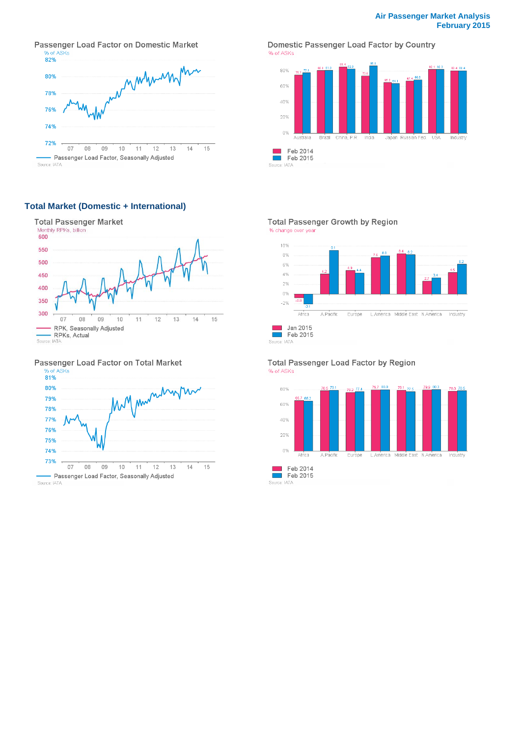## Total Market (Domestic + International)

### Passenger Load Factor on Domestic Market

% of ASKs

Passenger Load Factor, Seasonally Adjusted

Source: IATA

### Domestic Passenger Load Factor by Country

% of ASKs

| Country | Feb 2014 | Feb 2015 |
|---|---|---|
| Australia | 75.1 | 77.1 |
| Brazil | 80.4 | 81.0 |
| China, P.R. | 85.4 | 82.9 |
| India | 73.8 | 86.1 |
| Japan | 65.2 | 64.1 |
| Russian Fed. | 67.4 | 68.0 |
| USA | 82.1 | 82.3 |
| Industry | 80.4 | 80.4 |

Source: IATA

### Total Passenger Market

Monthly RPKs, billion

RPK, Seasonally Adjusted
RPKs, Actual

Source: IATA

### Total Passenger Growth by Region

% change over year

| Region | Jan 2015 | Feb 2015 |
|---|---|---|
| Africa | -0.8 | -2.1 |
| A.Pacific | 4.2 | 9.1 |
| Europe | 4.9 | 4.4 |
| L.America | 7.6 | 8.0 |
| Middle East | 8.4 | 8.2 |
| N.America | 2.7 | 3.4 |
| Industry | 4.5 | 6.2 |

Source: IATA

### Passenger Load Factor on Total Market

% of ASKs

Passenger Load Factor, Seasonally Adjusted

Source: IATA

### Total Passenger Load Factor by Region

% of ASKs

| Region | Feb 2014 | Feb 2015 |
|---|---|---|
| Africa | 65.7 | 65.2 |
| A.Pacific | 78.5 | 79.1 |
| Europe | 76.2 | 77.4 |
| L.America | 79.7 | 80.0 |
| Middle East | 79.1 | 77.5 |
| N.America | 79.9 | 80.3 |
| Industry | 78.0 | 78.5 |

Source: IATA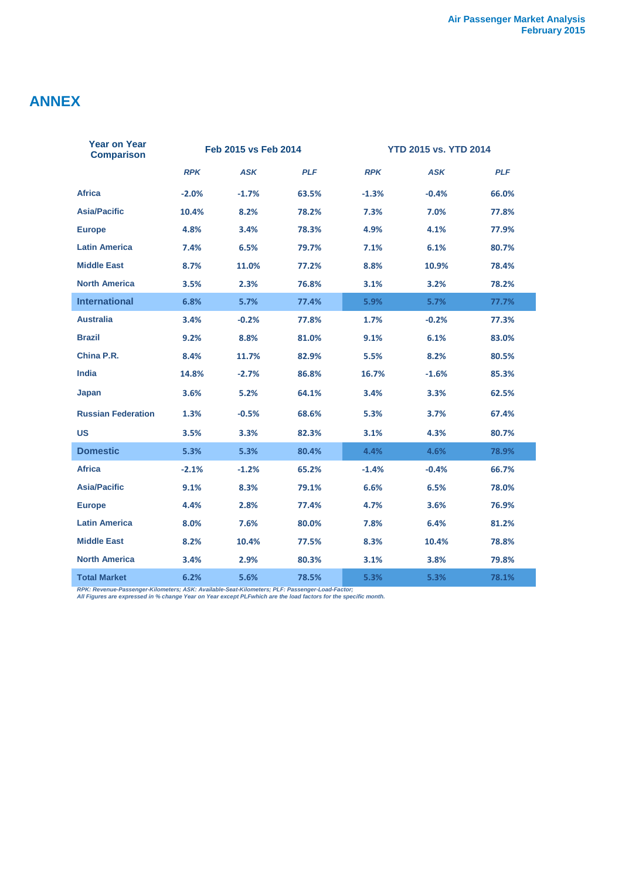## ANNEX

| Year on Year Comparison | Feb 2015 vs Feb 2014 | | | YTD 2015 vs. YTD 2014 | | |
|---|---|---|---|---|---|---|
| | *RPK* | *ASK* | *PLF* | *RPK* | *ASK* | *PLF* |
| **Africa** | -2.0% | -1.7% | 63.5% | -1.3% | -0.4% | 66.0% |
| **Asia/Pacific** | 10.4% | 8.2% | 78.2% | 7.3% | 7.0% | 77.8% |
| **Europe** | 4.8% | 3.4% | 78.3% | 4.9% | 4.1% | 77.9% |
| **Latin America** | 7.4% | 6.5% | 79.7% | 7.1% | 6.1% | 80.7% |
| **Middle East** | 8.7% | 11.0% | 77.2% | 8.8% | 10.9% | 78.4% |
| **North America** | 3.5% | 2.3% | 76.8% | 3.1% | 3.2% | 78.2% |
| **International** | 6.8% | 5.7% | 77.4% | 5.9% | 5.7% | 77.7% |
| **Australia** | 3.4% | -0.2% | 77.8% | 1.7% | -0.2% | 77.3% |
| **Brazil** | 9.2% | 8.8% | 81.0% | 9.1% | 6.1% | 83.0% |
| **China P.R.** | 8.4% | 11.7% | 82.9% | 5.5% | 8.2% | 80.5% |
| **India** | 14.8% | -2.7% | 86.8% | 16.7% | -1.6% | 85.3% |
| **Japan** | 3.6% | 5.2% | 64.1% | 3.4% | 3.3% | 62.5% |
| **Russian Federation** | 1.3% | -0.5% | 68.6% | 5.3% | 3.7% | 67.4% |
| **US** | 3.5% | 3.3% | 82.3% | 3.1% | 4.3% | 80.7% |
| **Domestic** | 5.3% | 5.3% | 80.4% | 4.4% | 4.6% | 78.9% |
| **Africa** | -2.1% | -1.2% | 65.2% | -1.4% | -0.4% | 66.7% |
| **Asia/Pacific** | 9.1% | 8.3% | 79.1% | 6.6% | 6.5% | 78.0% |
| **Europe** | 4.4% | 2.8% | 77.4% | 4.7% | 3.6% | 76.9% |
| **Latin America** | 8.0% | 7.6% | 80.0% | 7.8% | 6.4% | 81.2% |
| **Middle East** | 8.2% | 10.4% | 77.5% | 8.3% | 10.4% | 78.8% |
| **North America** | 3.4% | 2.9% | 80.3% | 3.1% | 3.8% | 79.8% |
| **Total Market** | 6.2% | 5.6% | 78.5% | 5.3% | 5.3% | 78.1% |

*RPK: Revenue-Passenger-Kilometers; ASK: Available-Seat-Kilometers; PLF: Passenger-Load-Factor;*
*All Figures are expressed in % change Year on Year except PLFwhich are the load factors for the specific month.*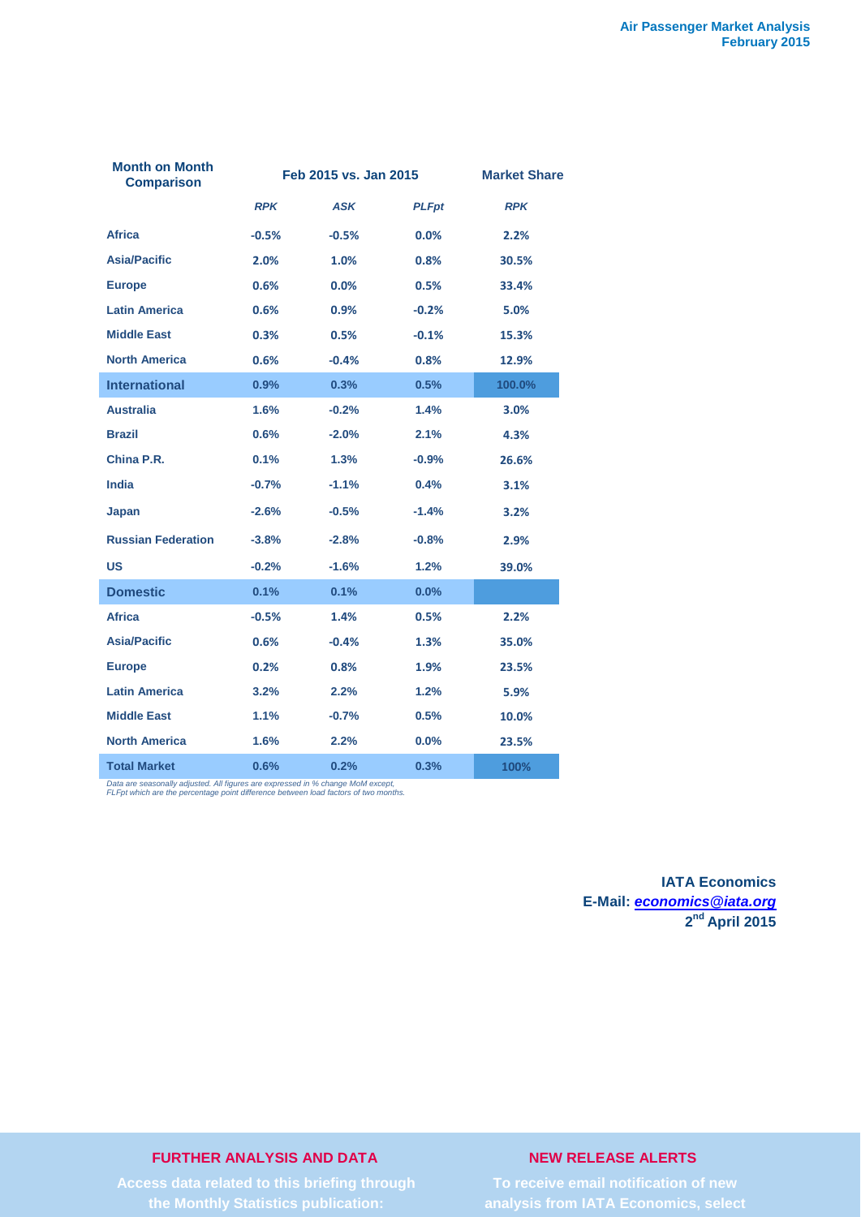| Month on Month Comparison | Feb 2015 vs. Jan 2015 | | | Market Share |
|---|---|---|---|---|
| | *RPK* | *ASK* | *PLFpt* | *RPK* |
| **Africa** | -0.5% | -0.5% | 0.0% | 2.2% |
| **Asia/Pacific** | 2.0% | 1.0% | 0.8% | 30.5% |
| **Europe** | 0.6% | 0.0% | 0.5% | 33.4% |
| **Latin America** | 0.6% | 0.9% | -0.2% | 5.0% |
| **Middle East** | 0.3% | 0.5% | -0.1% | 15.3% |
| **North America** | 0.6% | -0.4% | 0.8% | 12.9% |
| **International** | 0.9% | 0.3% | 0.5% | 100.0% |
| **Australia** | 1.6% | -0.2% | 1.4% | 3.0% |
| **Brazil** | 0.6% | -2.0% | 2.1% | 4.3% |
| **China P.R.** | 0.1% | 1.3% | -0.9% | 26.6% |
| **India** | -0.7% | -1.1% | 0.4% | 3.1% |
| **Japan** | -2.6% | -0.5% | -1.4% | 3.2% |
| **Russian Federation** | -3.8% | -2.8% | -0.8% | 2.9% |
| **US** | -0.2% | -1.6% | 1.2% | 39.0% |
| **Domestic** | 0.1% | 0.1% | 0.0% | |
| **Africa** | -0.5% | 1.4% | 0.5% | 2.2% |
| **Asia/Pacific** | 0.6% | -0.4% | 1.3% | 35.0% |
| **Europe** | 0.2% | 0.8% | 1.9% | 23.5% |
| **Latin America** | 3.2% | 2.2% | 1.2% | 5.9% |
| **Middle East** | 1.1% | -0.7% | 0.5% | 10.0% |
| **North America** | 1.6% | 2.2% | 0.0% | 23.5% |
| **Total Market** | 0.6% | 0.2% | 0.3% | 100% |

*Data are seasonally adjusted. All figures are expressed in % change MoM except, FLFpt which are the percentage point difference between load factors of two months.*

**IATA Economics**
**E-Mail: *economics@iata.org***
**2nd April 2015**

**FURTHER ANALYSIS AND DATA**

Access data related to this briefing through the Monthly Statistics publication:

**NEW RELEASE ALERTS**

To receive email notification of new analysis from IATA Economics, select